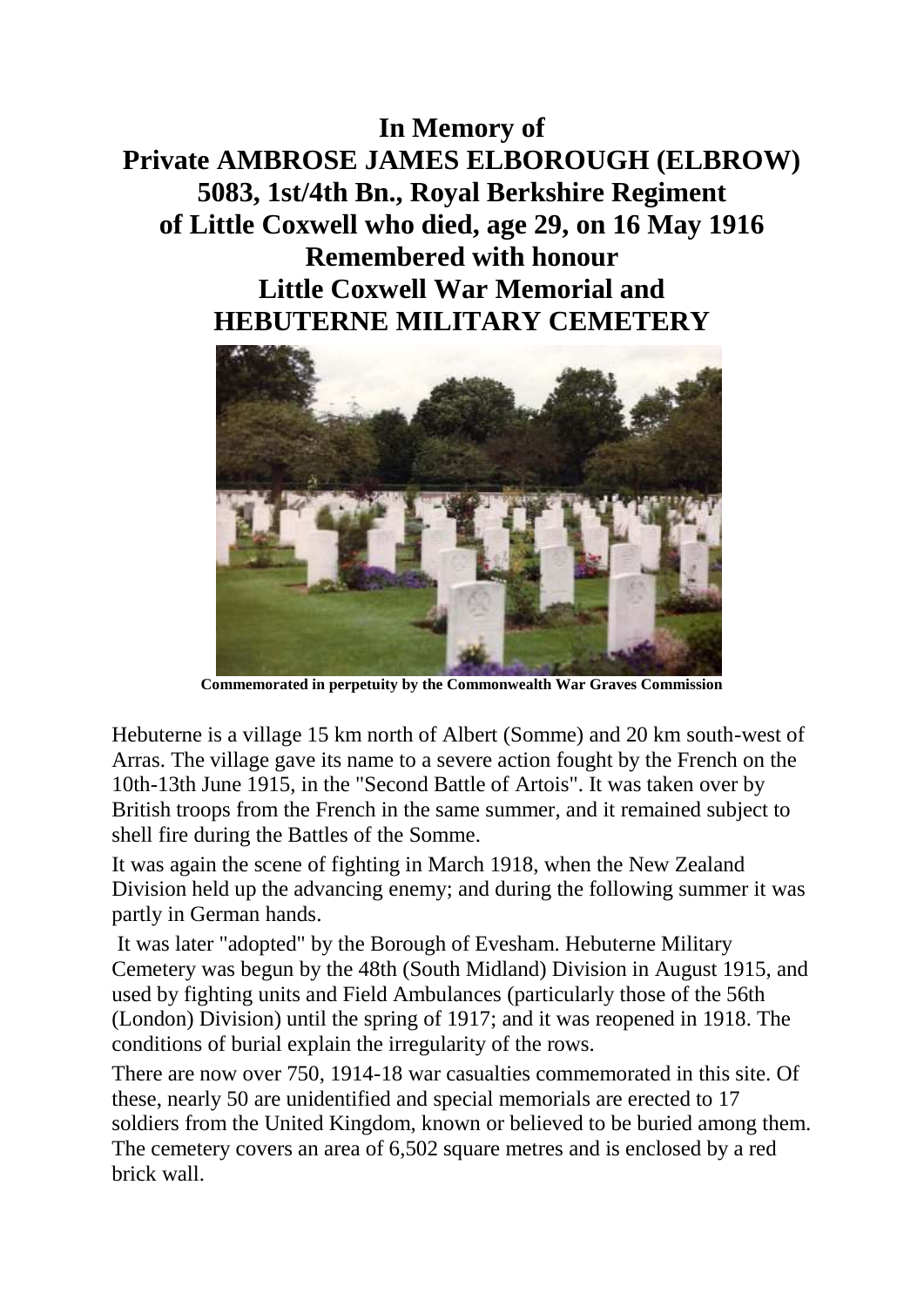# In Memory of
# Private AMBROSE JAMES ELBOROUGH (ELBROW)
# 5083, 1st/4th Bn., Royal Berkshire Regiment
# of Little Coxwell who died, age 29, on 16 May 1916
# Remembered with honour
# Little Coxwell War Memorial and
# HEBUTERNE MILITARY CEMETERY

**Commemorated in perpetuity by the Commonwealth War Graves Commission**

Hebuterne is a village 15 km north of Albert (Somme) and 20 km south-west of Arras. The village gave its name to a severe action fought by the French on the 10th-13th June 1915, in the "Second Battle of Artois". It was taken over by British troops from the French in the same summer, and it remained subject to shell fire during the Battles of the Somme.

It was again the scene of fighting in March 1918, when the New Zealand Division held up the advancing enemy; and during the following summer it was partly in German hands.

It was later "adopted" by the Borough of Evesham. Hebuterne Military Cemetery was begun by the 48th (South Midland) Division in August 1915, and used by fighting units and Field Ambulances (particularly those of the 56th (London) Division) until the spring of 1917; and it was reopened in 1918. The conditions of burial explain the irregularity of the rows.

There are now over 750, 1914-18 war casualties commemorated in this site. Of these, nearly 50 are unidentified and special memorials are erected to 17 soldiers from the United Kingdom, known or believed to be buried among them. The cemetery covers an area of 6,502 square metres and is enclosed by a red brick wall.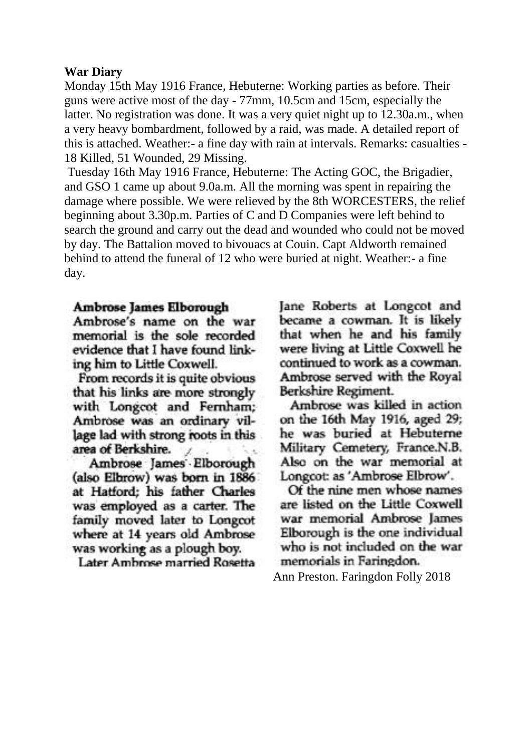**War Diary**

Monday 15th May 1916 France, Hebuterne: Working parties as before. Their guns were active most of the day - 77mm, 10.5cm and 15cm, especially the latter. No registration was done. It was a very quiet night up to 12.30a.m., when a very heavy bombardment, followed by a raid, was made. A detailed report of this is attached. Weather:- a fine day with rain at intervals. Remarks: casualties - 18 Killed, 51 Wounded, 29 Missing.

Tuesday 16th May 1916 France, Hebuterne: The Acting GOC, the Brigadier, and GSO 1 came up about 9.0a.m. All the morning was spent in repairing the damage where possible. We were relieved by the 8th WORCESTERS, the relief beginning about 3.30p.m. Parties of C and D Companies were left behind to search the ground and carry out the dead and wounded who could not be moved by day. The Battalion moved to bivouacs at Couin. Capt Aldworth remained behind to attend the funeral of 12 who were buried at night. Weather:- a fine day.

**Ambrose James Elborough**

Ambrose's name on the war memorial is the sole recorded evidence that I have found linking him to Little Coxwell.

From records it is quite obvious that his links are more strongly with Longcot and Fernham; Ambrose was an ordinary village lad with strong roots in this area of Berkshire.

Ambrose James Elborough (also Elbrow) was born in 1886 at Hatford; his father Charles was employed as a carter. The family moved later to Longcot where at 14 years old Ambrose was working as a plough boy.

Later Ambrose married Rosetta Jane Roberts at Longcot and became a cowman. It is likely that when he and his family were living at Little Coxwell he continued to work as a cowman. Ambrose served with the Royal Berkshire Regiment.

Ambrose was killed in action on the 16th May 1916, aged 29; he was buried at Hebuterne Military Cemetery, France.N.B. Also on the war memorial at Longcot: as 'Ambrose Elbrow'.

Of the nine men whose names are listed on the Little Coxwell war memorial Ambrose James Elborough is the one individual who is not included on the war memorials in Faringdon.

Ann Preston. Faringdon Folly 2018